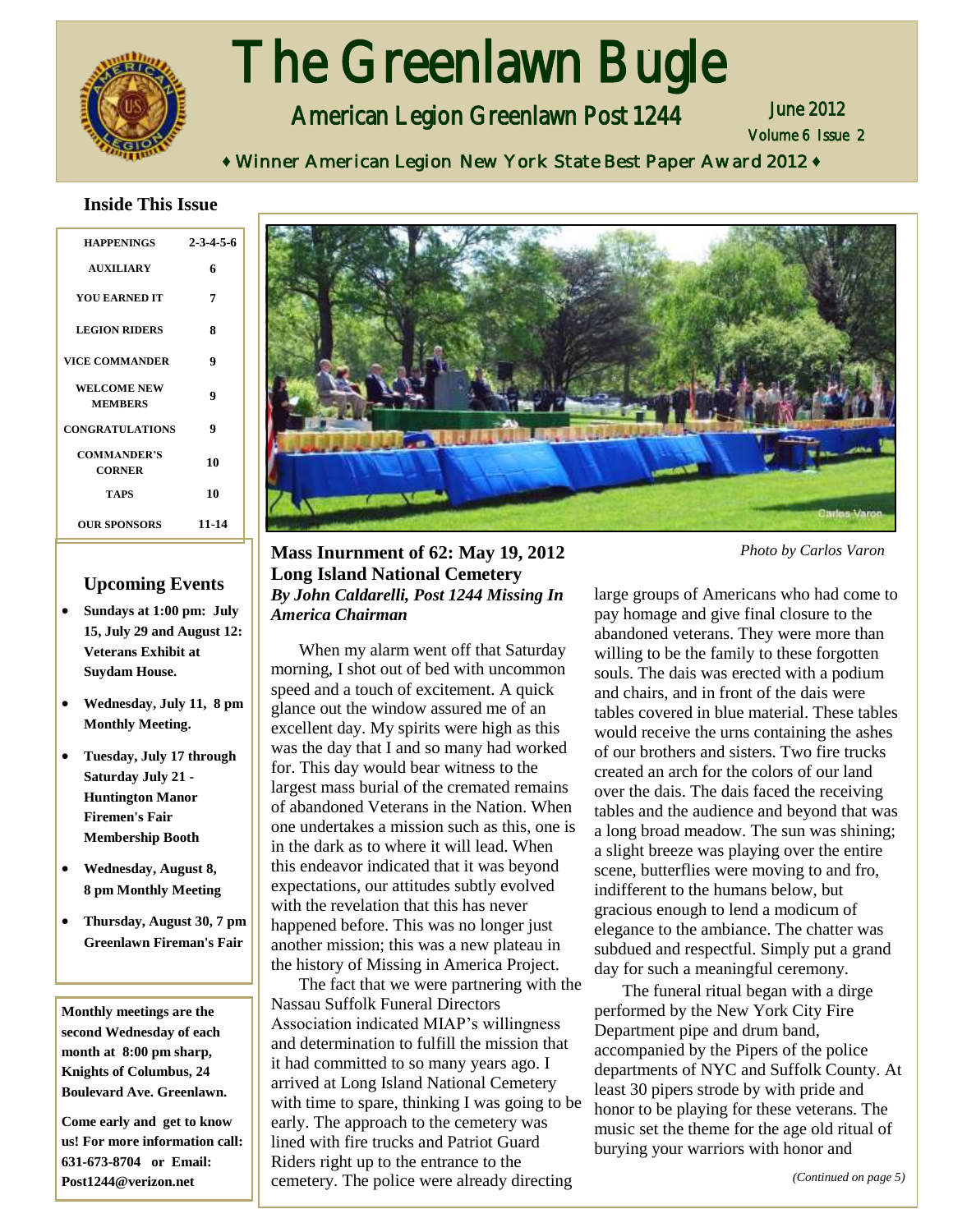# The Greenlawn Bugle

## American Legion Greenlawn Post 1244

June 2012
Volume 6 Issue 2

♦ Winner American Legion New York State Best Paper Award 2012 ♦

### Inside This Issue

| | |
|---|---|
| HAPPENINGS | 2-3-4-5-6 |
| AUXILIARY | 6 |
| YOU EARNED IT | 7 |
| LEGION RIDERS | 8 |
| VICE COMMANDER | 9 |
| WELCOME NEW MEMBERS | 9 |
| CONGRATULATIONS | 9 |
| COMMANDER'S CORNER | 10 |
| TAPS | 10 |
| OUR SPONSORS | 11-14 |

### Upcoming Events

- **Sundays at 1:00 pm: July 15, July 29 and August 12: Veterans Exhibit at Suydam House.**
- **Wednesday, July 11, 8 pm Monthly Meeting.**
- **Tuesday, July 17 through Saturday July 21 - Huntington Manor Firemen's Fair Membership Booth**
- **Wednesday, August 8, 8 pm Monthly Meeting**
- **Thursday, August 30, 7 pm Greenlawn Fireman's Fair**

**Monthly meetings are the second Wednesday of each month at 8:00 pm sharp, Knights of Columbus, 24 Boulevard Ave. Greenlawn.**

**Come early and get to know us! For more information call: 631-673-8704 or Email: Post1244@verizon.net**

*Photo by Carlos Varon*

## Mass Inurnment of 62: May 19, 2012 Long Island National Cemetery

***By John Caldarelli, Post 1244 Missing In America Chairman***

When my alarm went off that Saturday morning, I shot out of bed with uncommon speed and a touch of excitement. A quick glance out the window assured me of an excellent day. My spirits were high as this was the day that I and so many had worked for. This day would bear witness to the largest mass burial of the cremated remains of abandoned Veterans in the Nation. When one undertakes a mission such as this, one is in the dark as to where it will lead. When this endeavor indicated that it was beyond expectations, our attitudes subtly evolved with the revelation that this has never happened before. This was no longer just another mission; this was a new plateau in the history of Missing in America Project.

The fact that we were partnering with the Nassau Suffolk Funeral Directors Association indicated MIAP's willingness and determination to fulfill the mission that it had committed to so many years ago. I arrived at Long Island National Cemetery with time to spare, thinking I was going to be early. The approach to the cemetery was lined with fire trucks and Patriot Guard Riders right up to the entrance to the cemetery. The police were already directing large groups of Americans who had come to pay homage and give final closure to the abandoned veterans. They were more than willing to be the family to these forgotten souls. The dais was erected with a podium and chairs, and in front of the dais were tables covered in blue material. These tables would receive the urns containing the ashes of our brothers and sisters. Two fire trucks created an arch for the colors of our land over the dais. The dais faced the receiving tables and the audience and beyond that was a long broad meadow. The sun was shining; a slight breeze was playing over the entire scene, butterflies were moving to and fro, indifferent to the humans below, but gracious enough to lend a modicum of elegance to the ambiance. The chatter was subdued and respectful. Simply put a grand day for such a meaningful ceremony.

The funeral ritual began with a dirge performed by the New York City Fire Department pipe and drum band, accompanied by the Pipers of the police departments of NYC and Suffolk County. At least 30 pipers strode by with pride and honor to be playing for these veterans. The music set the theme for the age old ritual of burying your warriors with honor and

*(Continued on page 5)*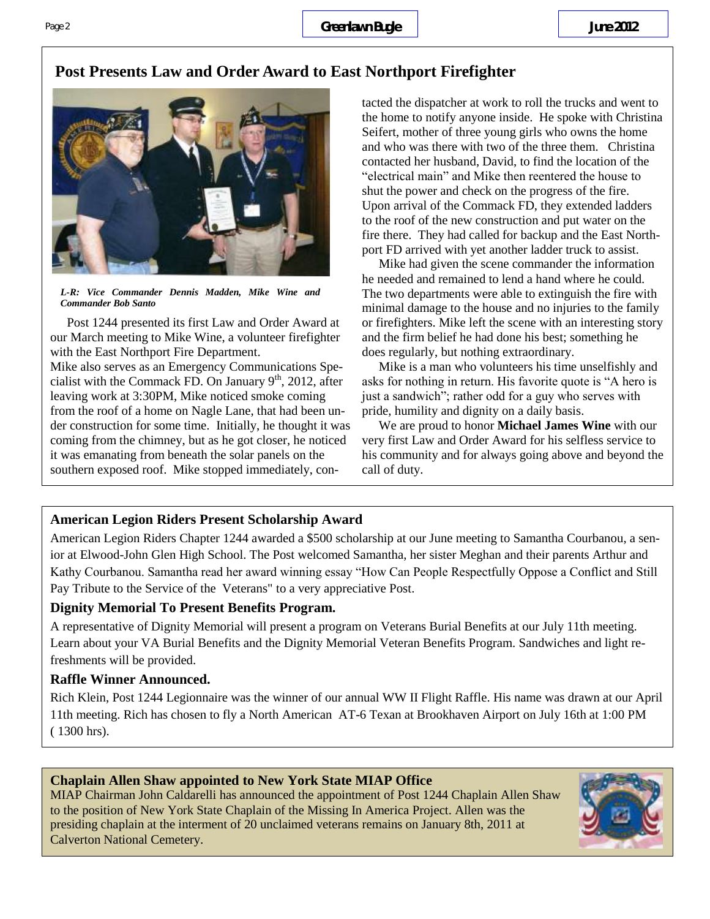## Post Presents Law and Order Award to East Northport Firefighter

*L-R: Vice Commander Dennis Madden, Mike Wine and Commander Bob Santo*

Post 1244 presented its first Law and Order Award at our March meeting to Mike Wine, a volunteer firefighter with the East Northport Fire Department.

Mike also serves as an Emergency Communications Specialist with the Commack FD. On January 9th, 2012, after leaving work at 3:30PM, Mike noticed smoke coming from the roof of a home on Nagle Lane, that had been under construction for some time. Initially, he thought it was coming from the chimney, but as he got closer, he noticed it was emanating from beneath the solar panels on the southern exposed roof. Mike stopped immediately, contacted the dispatcher at work to roll the trucks and went to the home to notify anyone inside. He spoke with Christina Seifert, mother of three young girls who owns the home and who was there with two of the three them. Christina contacted her husband, David, to find the location of the "electrical main" and Mike then reentered the house to shut the power and check on the progress of the fire. Upon arrival of the Commack FD, they extended ladders to the roof of the new construction and put water on the fire there. They had called for backup and the East Northport FD arrived with yet another ladder truck to assist.

Mike had given the scene commander the information he needed and remained to lend a hand where he could. The two departments were able to extinguish the fire with minimal damage to the house and no injuries to the family or firefighters. Mike left the scene with an interesting story and the firm belief he had done his best; something he does regularly, but nothing extraordinary.

Mike is a man who volunteers his time unselfishly and asks for nothing in return. His favorite quote is "A hero is just a sandwich"; rather odd for a guy who serves with pride, humility and dignity on a daily basis.

We are proud to honor **Michael James Wine** with our very first Law and Order Award for his selfless service to his community and for always going above and beyond the call of duty.

### American Legion Riders Present Scholarship Award

American Legion Riders Chapter 1244 awarded a $500 scholarship at our June meeting to Samantha Courbanou, a senior at Elwood-John Glen High School. The Post welcomed Samantha, her sister Meghan and their parents Arthur and Kathy Courbanou. Samantha read her award winning essay "How Can People Respectfully Oppose a Conflict and Still Pay Tribute to the Service of the Veterans" to a very appreciative Post.

### Dignity Memorial To Present Benefits Program.

A representative of Dignity Memorial will present a program on Veterans Burial Benefits at our July 11th meeting. Learn about your VA Burial Benefits and the Dignity Memorial Veteran Benefits Program. Sandwiches and light refreshments will be provided.

### Raffle Winner Announced.

Rich Klein, Post 1244 Legionnaire was the winner of our annual WW II Flight Raffle. His name was drawn at our April 11th meeting. Rich has chosen to fly a North American AT-6 Texan at Brookhaven Airport on July 16th at 1:00 PM ( 1300 hrs).

### Chaplain Allen Shaw appointed to New York State MIAP Office

MIAP Chairman John Caldarelli has announced the appointment of Post 1244 Chaplain Allen Shaw to the position of New York State Chaplain of the Missing In America Project. Allen was the presiding chaplain at the interment of 20 unclaimed veterans remains on January 8th, 2011 at Calverton National Cemetery.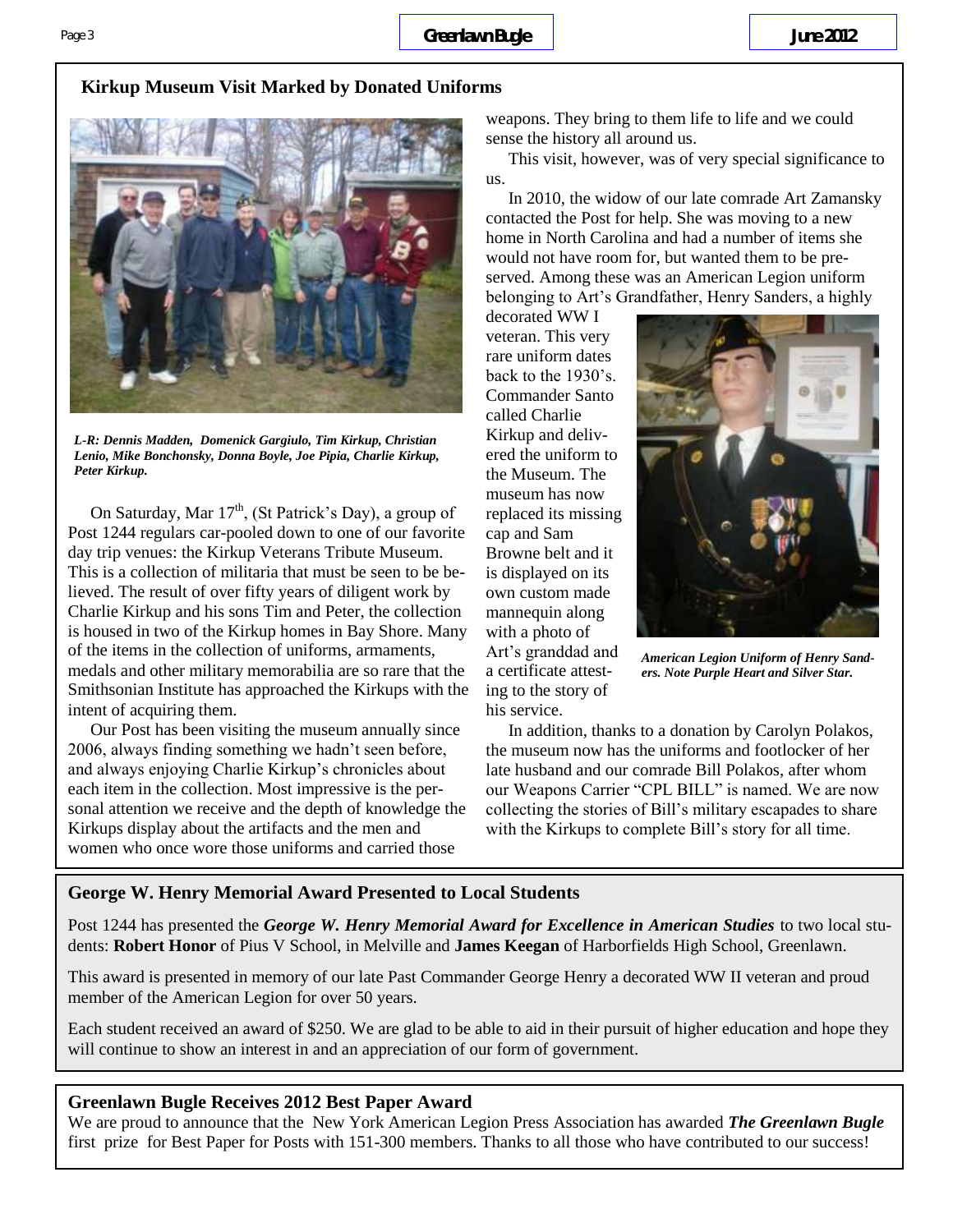## Kirkup Museum Visit Marked by Donated Uniforms

*L-R: Dennis Madden, Domenick Gargiulo, Tim Kirkup, Christian Lenio, Mike Bonchonsky, Donna Boyle, Joe Pipia, Charlie Kirkup, Peter Kirkup.*

On Saturday, Mar 17th, (St Patrick's Day), a group of Post 1244 regulars car-pooled down to one of our favorite day trip venues: the Kirkup Veterans Tribute Museum. This is a collection of militaria that must be seen to be believed. The result of over fifty years of diligent work by Charlie Kirkup and his sons Tim and Peter, the collection is housed in two of the Kirkup homes in Bay Shore. Many of the items in the collection of uniforms, armaments, medals and other military memorabilia are so rare that the Smithsonian Institute has approached the Kirkups with the intent of acquiring them.

Our Post has been visiting the museum annually since 2006, always finding something we hadn't seen before, and always enjoying Charlie Kirkup's chronicles about each item in the collection. Most impressive is the personal attention we receive and the depth of knowledge the Kirkups display about the artifacts and the men and women who once wore those uniforms and carried those weapons. They bring to them life to life and we could sense the history all around us.

This visit, however, was of very special significance to us.

In 2010, the widow of our late comrade Art Zamansky contacted the Post for help. She was moving to a new home in North Carolina and had a number of items she would not have room for, but wanted them to be preserved. Among these was an American Legion uniform belonging to Art's Grandfather, Henry Sanders, a highly decorated WW I veteran. This very rare uniform dates back to the 1930's. Commander Santo called Charlie Kirkup and delivered the uniform to the Museum. The museum has now replaced its missing cap and Sam Browne belt and it is displayed on its own custom made mannequin along with a photo of Art's granddad and a certificate attesting to the story of his service.

*American Legion Uniform of Henry Sanders. Note Purple Heart and Silver Star.*

In addition, thanks to a donation by Carolyn Polakos, the museum now has the uniforms and footlocker of her late husband and our comrade Bill Polakos, after whom our Weapons Carrier "CPL BILL" is named. We are now collecting the stories of Bill's military escapades to share with the Kirkups to complete Bill's story for all time.

## George W. Henry Memorial Award Presented to Local Students

Post 1244 has presented the ***George W. Henry Memorial Award for Excellence in American Studies*** to two local students: **Robert Honor** of Pius V School, in Melville and **James Keegan** of Harborfields High School, Greenlawn.

This award is presented in memory of our late Past Commander George Henry a decorated WW II veteran and proud member of the American Legion for over 50 years.

Each student received an award of $250. We are glad to be able to aid in their pursuit of higher education and hope they will continue to show an interest in and an appreciation of our form of government.

## Greenlawn Bugle Receives 2012 Best Paper Award

We are proud to announce that the New York American Legion Press Association has awarded ***The Greenlawn Bugle*** first prize for Best Paper for Posts with 151-300 members. Thanks to all those who have contributed to our success!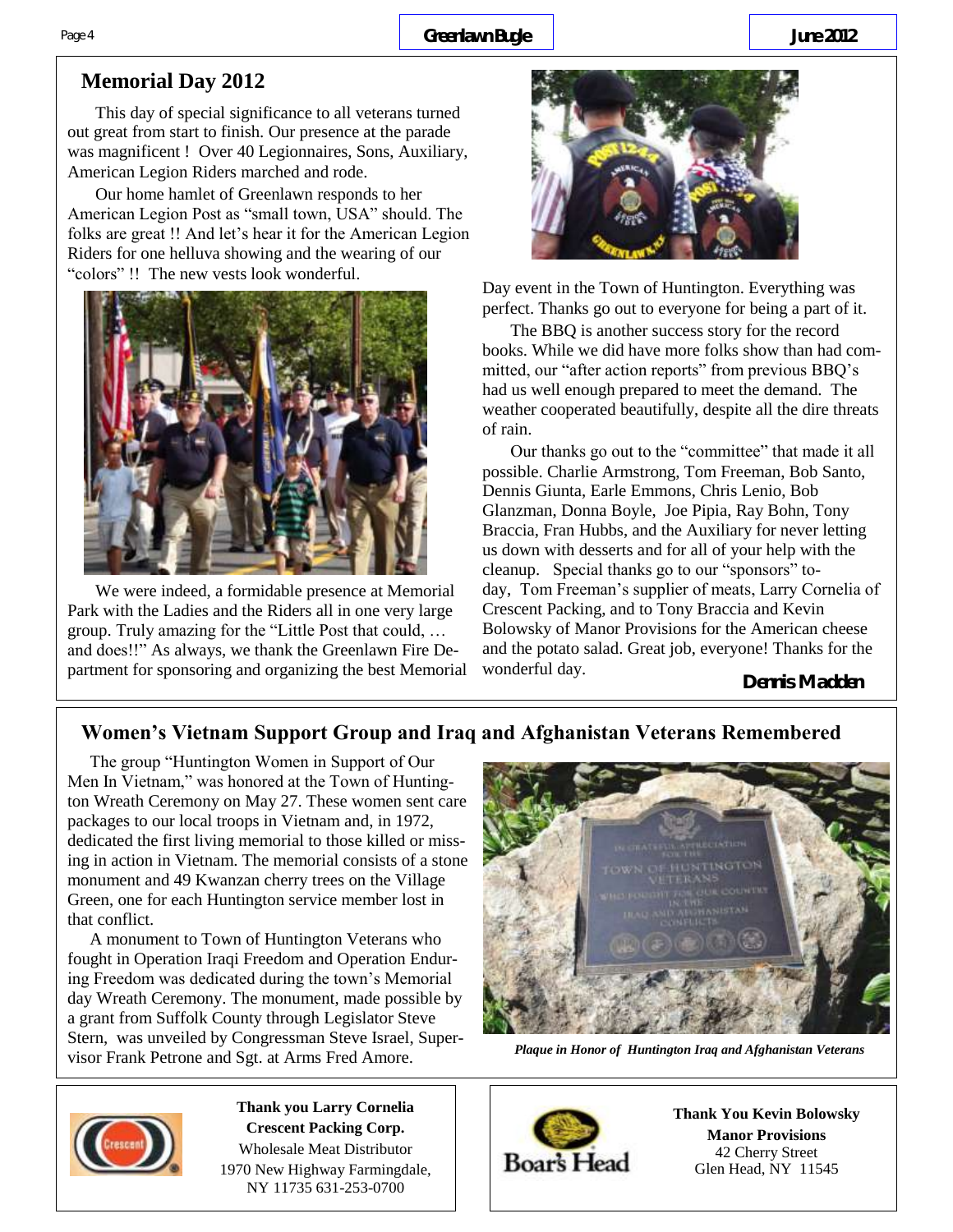## Memorial Day 2012

This day of special significance to all veterans turned out great from start to finish. Our presence at the parade was magnificent ! Over 40 Legionnaires, Sons, Auxiliary, American Legion Riders marched and rode.

Our home hamlet of Greenlawn responds to her American Legion Post as "small town, USA" should. The folks are great !! And let's hear it for the American Legion Riders for one helluva showing and the wearing of our "colors" !! The new vests look wonderful.

We were indeed, a formidable presence at Memorial Park with the Ladies and the Riders all in one very large group. Truly amazing for the "Little Post that could, … and does!!" As always, we thank the Greenlawn Fire Department for sponsoring and organizing the best Memorial Day event in the Town of Huntington. Everything was perfect. Thanks go out to everyone for being a part of it.

The BBQ is another success story for the record books. While we did have more folks show than had committed, our "after action reports" from previous BBQ's had us well enough prepared to meet the demand. The weather cooperated beautifully, despite all the dire threats of rain.

Our thanks go out to the "committee" that made it all possible. Charlie Armstrong, Tom Freeman, Bob Santo, Dennis Giunta, Earle Emmons, Chris Lenio, Bob Glanzman, Donna Boyle, Joe Pipia, Ray Bohn, Tony Braccia, Fran Hubbs, and the Auxiliary for never letting us down with desserts and for all of your help with the cleanup. Special thanks go to our "sponsors" today, Tom Freeman's supplier of meats, Larry Cornelia of Crescent Packing, and to Tony Braccia and Kevin Bolowsky of Manor Provisions for the American cheese and the potato salad. Great job, everyone! Thanks for the wonderful day.

**Dennis Madden**

## Women's Vietnam Support Group and Iraq and Afghanistan Veterans Remembered

The group "Huntington Women in Support of Our Men In Vietnam," was honored at the Town of Huntington Wreath Ceremony on May 27. These women sent care packages to our local troops in Vietnam and, in 1972, dedicated the first living memorial to those killed or missing in action in Vietnam. The memorial consists of a stone monument and 49 Kwanzan cherry trees on the Village Green, one for each Huntington service member lost in that conflict.

A monument to Town of Huntington Veterans who fought in Operation Iraqi Freedom and Operation Enduring Freedom was dedicated during the town's Memorial day Wreath Ceremony. The monument, made possible by a grant from Suffolk County through Legislator Steve Stern, was unveiled by Congressman Steve Israel, Supervisor Frank Petrone and Sgt. at Arms Fred Amore.

*Plaque in Honor of Huntington Iraq and Afghanistan Veterans*

**Thank you Larry Cornelia**
**Crescent Packing Corp.**
Wholesale Meat Distributor
1970 New Highway Farmingdale, NY 11735 631-253-0700

**Thank You Kevin Bolowsky**
**Manor Provisions**
42 Cherry Street
Glen Head, NY 11545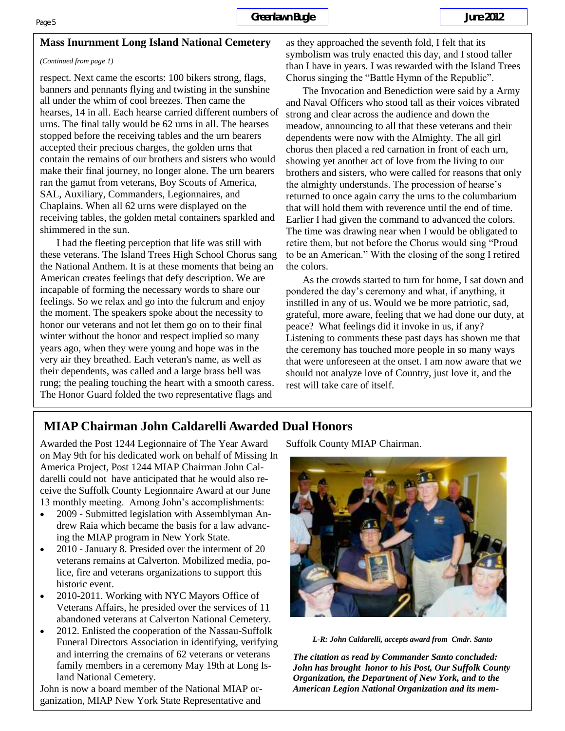## Mass Inurnment Long Island National Cemetery

*(Continued from page 1)*

respect. Next came the escorts: 100 bikers strong, flags, banners and pennants flying and twisting in the sunshine all under the whim of cool breezes. Then came the hearses, 14 in all. Each hearse carried different numbers of urns. The final tally would be 62 urns in all. The hearses stopped before the receiving tables and the urn bearers accepted their precious charges, the golden urns that contain the remains of our brothers and sisters who would make their final journey, no longer alone. The urn bearers ran the gamut from veterans, Boy Scouts of America, SAL, Auxiliary, Commanders, Legionnaires, and Chaplains. When all 62 urns were displayed on the receiving tables, the golden metal containers sparkled and shimmered in the sun.

I had the fleeting perception that life was still with these veterans. The Island Trees High School Chorus sang the National Anthem. It is at these moments that being an American creates feelings that defy description. We are incapable of forming the necessary words to share our feelings. So we relax and go into the fulcrum and enjoy the moment. The speakers spoke about the necessity to honor our veterans and not let them go on to their final winter without the honor and respect implied so many years ago, when they were young and hope was in the very air they breathed. Each veteran's name, as well as their dependents, was called and a large brass bell was rung; the pealing touching the heart with a smooth caress. The Honor Guard folded the two representative flags and as they approached the seventh fold, I felt that its symbolism was truly enacted this day, and I stood taller than I have in years. I was rewarded with the Island Trees Chorus singing the "Battle Hymn of the Republic".

The Invocation and Benediction were said by a Army and Naval Officers who stood tall as their voices vibrated strong and clear across the audience and down the meadow, announcing to all that these veterans and their dependents were now with the Almighty. The all girl chorus then placed a red carnation in front of each urn, showing yet another act of love from the living to our brothers and sisters, who were called for reasons that only the almighty understands. The procession of hearse's returned to once again carry the urns to the columbarium that will hold them with reverence until the end of time. Earlier I had given the command to advanced the colors. The time was drawing near when I would be obligated to retire them, but not before the Chorus would sing "Proud to be an American." With the closing of the song I retired the colors.

As the crowds started to turn for home, I sat down and pondered the day's ceremony and what, if anything, it instilled in any of us. Would we be more patriotic, sad, grateful, more aware, feeling that we had done our duty, at peace? What feelings did it invoke in us, if any? Listening to comments these past days has shown me that the ceremony has touched more people in so many ways that were unforeseen at the onset. I am now aware that we should not analyze love of Country, just love it, and the rest will take care of itself.

## MIAP Chairman John Caldarelli Awarded Dual Honors

Awarded the Post 1244 Legionnaire of The Year Award on May 9th for his dedicated work on behalf of Missing In America Project, Post 1244 MIAP Chairman John Caldarelli could not have anticipated that he would also receive the Suffolk County Legionnaire Award at our June 13 monthly meeting. Among John's accomplishments:

- 2009 - Submitted legislation with Assemblyman Andrew Raia which became the basis for a law advancing the MIAP program in New York State.
- 2010 - January 8. Presided over the interment of 20 veterans remains at Calverton. Mobilized media, police, fire and veterans organizations to support this historic event.
- 2010-2011. Working with NYC Mayors Office of Veterans Affairs, he presided over the services of 11 abandoned veterans at Calverton National Cemetery.
- 2012. Enlisted the cooperation of the Nassau-Suffolk Funeral Directors Association in identifying, verifying and interring the cremains of 62 veterans or veterans family members in a ceremony May 19th at Long Island National Cemetery.

John is now a board member of the National MIAP organization, MIAP New York State Representative and Suffolk County MIAP Chairman.

***L-R: John Caldarelli, accepts award from Cmdr. Santo***

***The citation as read by Commander Santo concluded: John has brought honor to his Post, Our Suffolk County Organization, the Department of New York, and to the American Legion National Organization and its mem-***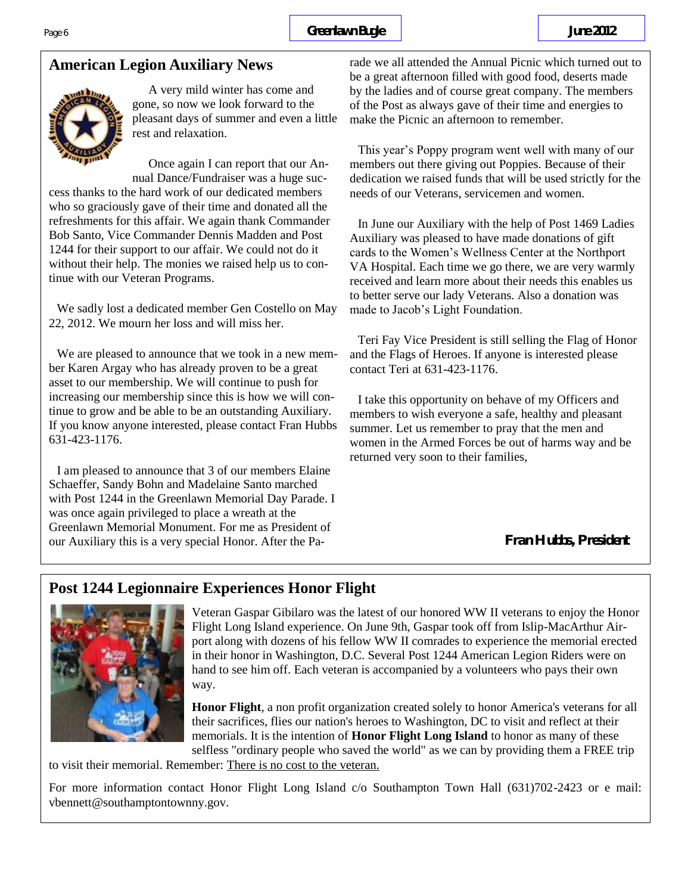## American Legion Auxiliary News

A very mild winter has come and gone, so now we look forward to the pleasant days of summer and even a little rest and relaxation.

Once again I can report that our Annual Dance/Fundraiser was a huge success thanks to the hard work of our dedicated members who so graciously gave of their time and donated all the refreshments for this affair. We again thank Commander Bob Santo, Vice Commander Dennis Madden and Post 1244 for their support to our affair. We could not do it without their help. The monies we raised help us to continue with our Veteran Programs.

We sadly lost a dedicated member Gen Costello on May 22, 2012. We mourn her loss and will miss her.

We are pleased to announce that we took in a new member Karen Argay who has already proven to be a great asset to our membership. We will continue to push for increasing our membership since this is how we will continue to grow and be able to be an outstanding Auxiliary. If you know anyone interested, please contact Fran Hubbs 631-423-1176.

I am pleased to announce that 3 of our members Elaine Schaeffer, Sandy Bohn and Madelaine Santo marched with Post 1244 in the Greenlawn Memorial Day Parade. I was once again privileged to place a wreath at the Greenlawn Memorial Monument. For me as President of our Auxiliary this is a very special Honor. After the Parade we all attended the Annual Picnic which turned out to be a great afternoon filled with good food, deserts made by the ladies and of course great company. The members of the Post as always gave of their time and energies to make the Picnic an afternoon to remember.

This year's Poppy program went well with many of our members out there giving out Poppies. Because of their dedication we raised funds that will be used strictly for the needs of our Veterans, servicemen and women.

In June our Auxiliary with the help of Post 1469 Ladies Auxiliary was pleased to have made donations of gift cards to the Women's Wellness Center at the Northport VA Hospital. Each time we go there, we are very warmly received and learn more about their needs this enables us to better serve our lady Veterans. Also a donation was made to Jacob's Light Foundation.

Teri Fay Vice President is still selling the Flag of Honor and the Flags of Heroes. If anyone is interested please contact Teri at 631-423-1176.

I take this opportunity on behave of my Officers and members to wish everyone a safe, healthy and pleasant summer. Let us remember to pray that the men and women in the Armed Forces be out of harms way and be returned very soon to their families,

**Fran Hubbs, President**

## Post 1244 Legionnaire Experiences Honor Flight

Veteran Gaspar Gibilaro was the latest of our honored WW II veterans to enjoy the Honor Flight Long Island experience. On June 9th, Gaspar took off from Islip-MacArthur Airport along with dozens of his fellow WW II comrades to experience the memorial erected in their honor in Washington, D.C. Several Post 1244 American Legion Riders were on hand to see him off. Each veteran is accompanied by a volunteers who pays their own way.

**Honor Flight**, a non profit organization created solely to honor America's veterans for all their sacrifices, flies our nation's heroes to Washington, DC to visit and reflect at their memorials. It is the intention of **Honor Flight Long Island** to honor as many of these selfless "ordinary people who saved the world" as we can by providing them a FREE trip to visit their memorial. Remember: There is no cost to the veteran.

For more information contact Honor Flight Long Island c/o Southampton Town Hall (631)702-2423 or e mail: vbennett@southamptontownny.gov.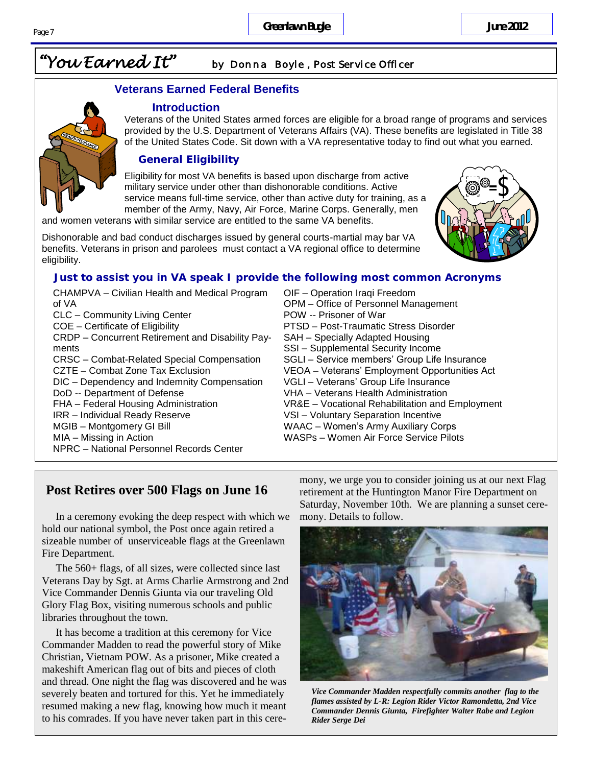# "You Earned It" by Donna Boyle, Post Service Officer

## Veterans Earned Federal Benefits

### Introduction

Veterans of the United States armed forces are eligible for a broad range of programs and services provided by the U.S. Department of Veterans Affairs (VA). These benefits are legislated in Title 38 of the United States Code. Sit down with a VA representative today to find out what you earned.

### General Eligibility

Eligibility for most VA benefits is based upon discharge from active military service under other than dishonorable conditions. Active service means full-time service, other than active duty for training, as a member of the Army, Navy, Air Force, Marine Corps. Generally, men and women veterans with similar service are entitled to the same VA benefits.

Dishonorable and bad conduct discharges issued by general courts-martial may bar VA benefits. Veterans in prison and parolees must contact a VA regional office to determine eligibility.

### Just to assist you in VA speak I provide the following most common Acronyms

CHAMPVA – Civilian Health and Medical Program of VA
CLC – Community Living Center
COE – Certificate of Eligibility
CRDP – Concurrent Retirement and Disability Payments
CRSC – Combat-Related Special Compensation
CZTE – Combat Zone Tax Exclusion
DIC – Dependency and Indemnity Compensation
DoD -- Department of Defense
FHA – Federal Housing Administration
IRR – Individual Ready Reserve
MGIB – Montgomery GI Bill
MIA – Missing in Action
NPRC – National Personnel Records Center
OIF – Operation Iraqi Freedom
OPM – Office of Personnel Management
POW -- Prisoner of War
PTSD – Post-Traumatic Stress Disorder
SAH – Specially Adapted Housing
SSI – Supplemental Security Income
SGLI – Service members' Group Life Insurance
VEOA – Veterans' Employment Opportunities Act
VGLI – Veterans' Group Life Insurance
VHA – Veterans Health Administration
VR&E – Vocational Rehabilitation and Employment
VSI – Voluntary Separation Incentive
WAAC – Women's Army Auxiliary Corps
WASPs – Women Air Force Service Pilots

## Post Retires over 500 Flags on June 16

In a ceremony evoking the deep respect with which we hold our national symbol, the Post once again retired a sizeable number of unserviceable flags at the Greenlawn Fire Department.

The 560+ flags, of all sizes, were collected since last Veterans Day by Sgt. at Arms Charlie Armstrong and 2nd Vice Commander Dennis Giunta via our traveling Old Glory Flag Box, visiting numerous schools and public libraries throughout the town.

It has become a tradition at this ceremony for Vice Commander Madden to read the powerful story of Mike Christian, Vietnam POW. As a prisoner, Mike created a makeshift American flag out of bits and pieces of cloth and thread. One night the flag was discovered and he was severely beaten and tortured for this. Yet he immediately resumed making a new flag, knowing how much it meant to his comrades. If you have never taken part in this ceremony, we urge you to consider joining us at our next Flag retirement at the Huntington Manor Fire Department on Saturday, November 10th. We are planning a sunset ceremony. Details to follow.

*Vice Commander Madden respectfully commits another flag to the flames assisted by L-R: Legion Rider Victor Ramondetta, 2nd Vice Commander Dennis Giunta, Firefighter Walter Rabe and Legion Rider Serge Dei*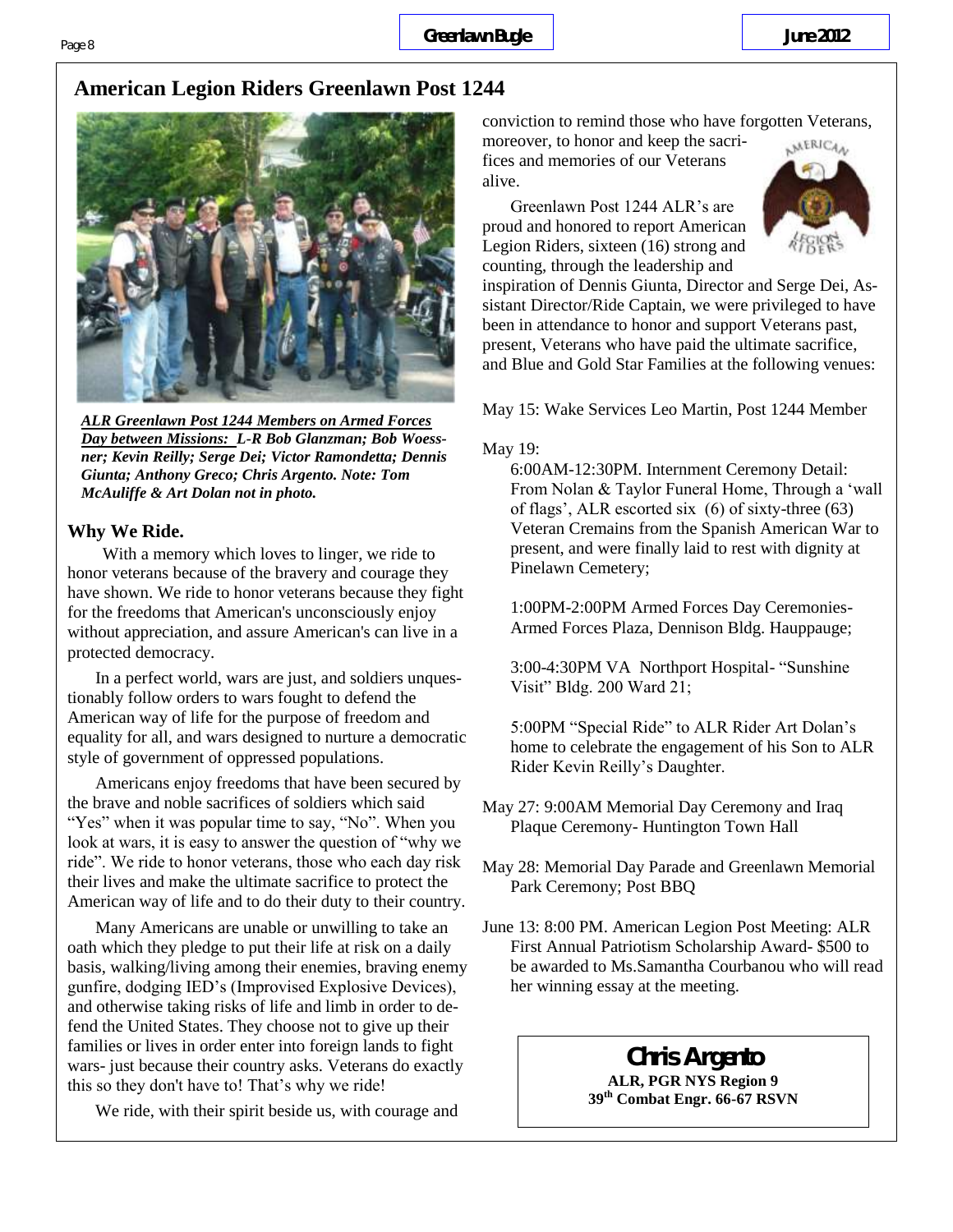# American Legion Riders Greenlawn Post 1244

***ALR Greenlawn Post 1244 Members on Armed Forces Day between Missions:*** ***L-R Bob Glanzman; Bob Woessner; Kevin Reilly; Serge Dei; Victor Ramondetta; Dennis Giunta; Anthony Greco; Chris Argento. Note: Tom McAuliffe & Art Dolan not in photo.***

### Why We Ride.

With a memory which loves to linger, we ride to honor veterans because of the bravery and courage they have shown. We ride to honor veterans because they fight for the freedoms that American's unconsciously enjoy without appreciation, and assure American's can live in a protected democracy.

In a perfect world, wars are just, and soldiers unquestionably follow orders to wars fought to defend the American way of life for the purpose of freedom and equality for all, and wars designed to nurture a democratic style of government of oppressed populations.

Americans enjoy freedoms that have been secured by the brave and noble sacrifices of soldiers which said "Yes" when it was popular time to say, "No". When you look at wars, it is easy to answer the question of "why we ride". We ride to honor veterans, those who each day risk their lives and make the ultimate sacrifice to protect the American way of life and to do their duty to their country.

Many Americans are unable or unwilling to take an oath which they pledge to put their life at risk on a daily basis, walking/living among their enemies, braving enemy gunfire, dodging IED's (Improvised Explosive Devices), and otherwise taking risks of life and limb in order to defend the United States. They choose not to give up their families or lives in order enter into foreign lands to fight wars- just because their country asks. Veterans do exactly this so they don't have to! That's why we ride!

We ride, with their spirit beside us, with courage and conviction to remind those who have forgotten Veterans, moreover, to honor and keep the sacrifices and memories of our Veterans alive.

Greenlawn Post 1244 ALR's are proud and honored to report American Legion Riders, sixteen (16) strong and counting, through the leadership and inspiration of Dennis Giunta, Director and Serge Dei, Assistant Director/Ride Captain, we were privileged to have been in attendance to honor and support Veterans past, present, Veterans who have paid the ultimate sacrifice, and Blue and Gold Star Families at the following venues:

May 15: Wake Services Leo Martin, Post 1244 Member

May 19:

6:00AM-12:30PM. Internment Ceremony Detail: From Nolan & Taylor Funeral Home, Through a 'wall of flags', ALR escorted six (6) of sixty-three (63) Veteran Cremains from the Spanish American War to present, and were finally laid to rest with dignity at Pinelawn Cemetery;

1:00PM-2:00PM Armed Forces Day Ceremonies- Armed Forces Plaza, Dennison Bldg. Hauppauge;

3:00-4:30PM VA Northport Hospital- "Sunshine Visit" Bldg. 200 Ward 21;

5:00PM "Special Ride" to ALR Rider Art Dolan's home to celebrate the engagement of his Son to ALR Rider Kevin Reilly's Daughter.

May 27: 9:00AM Memorial Day Ceremony and Iraq Plaque Ceremony- Huntington Town Hall

May 28: Memorial Day Parade and Greenlawn Memorial Park Ceremony; Post BBQ

June 13: 8:00 PM. American Legion Post Meeting: ALR First Annual Patriotism Scholarship Award- $500 to be awarded to Ms.Samantha Courbanou who will read her winning essay at the meeting.

**Chris Argento**
**ALR, PGR NYS Region 9**
**39th Combat Engr. 66-67 RSVN**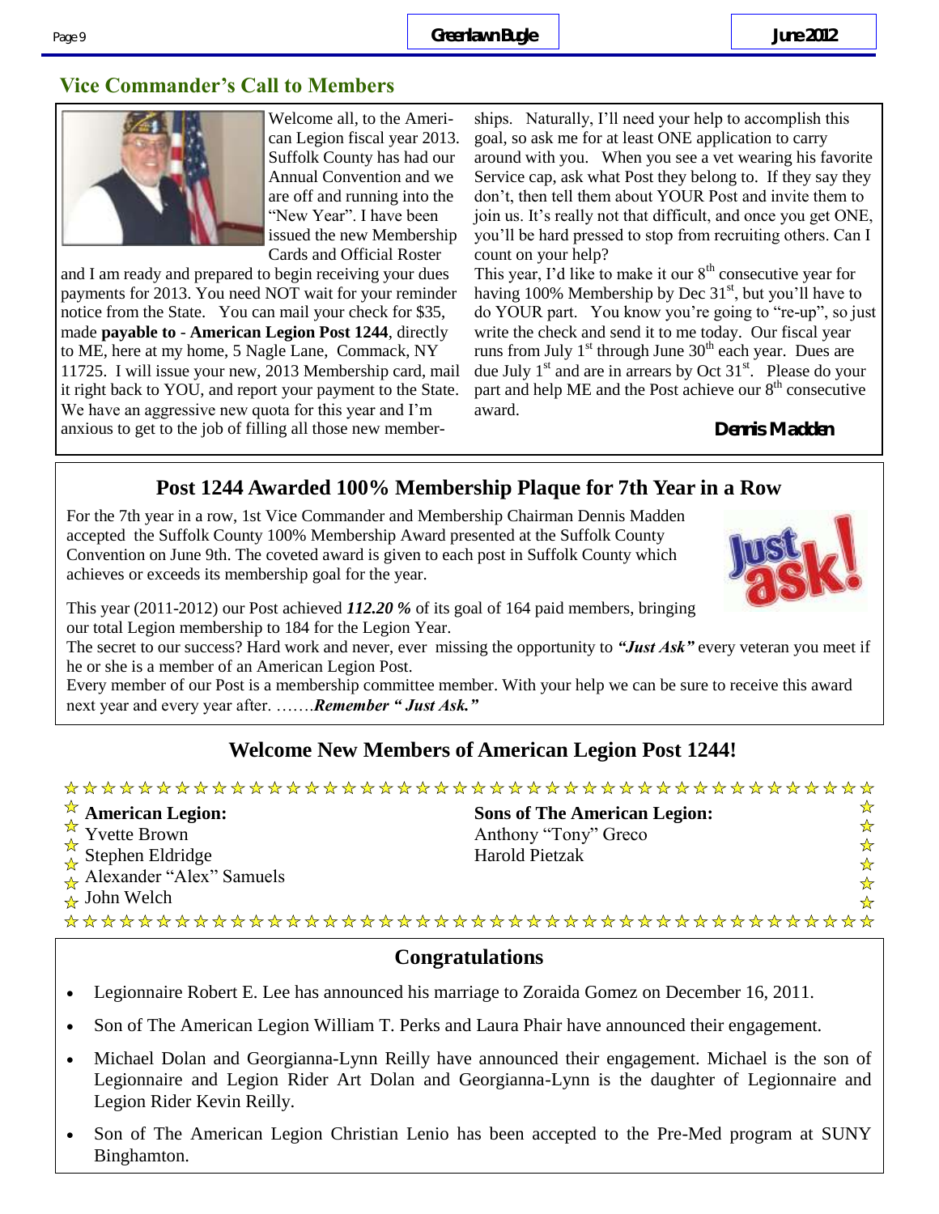## Vice Commander's Call to Members

Welcome all, to the American Legion fiscal year 2013. Suffolk County has had our Annual Convention and we are off and running into the "New Year". I have been issued the new Membership Cards and Official Roster and I am ready and prepared to begin receiving your dues payments for 2013. You need NOT wait for your reminder notice from the State. You can mail your check for $35, made **payable to** - **American Legion Post 1244**, directly to ME, here at my home, 5 Nagle Lane, Commack, NY 11725. I will issue your new, 2013 Membership card, mail it right back to YOU, and report your payment to the State. We have an aggressive new quota for this year and I'm anxious to get to the job of filling all those new memberships. Naturally, I'll need your help to accomplish this goal, so ask me for at least ONE application to carry around with you. When you see a vet wearing his favorite Service cap, ask what Post they belong to. If they say they don't, then tell them about YOUR Post and invite them to join us. It's really not that difficult, and once you get ONE, you'll be hard pressed to stop from recruiting others. Can I count on your help?

This year, I'd like to make it our 8th consecutive year for having 100% Membership by Dec 31st, but you'll have to do YOUR part. You know you're going to "re-up", so just write the check and send it to me today. Our fiscal year runs from July 1st through June 30th each year. Dues are due July 1st and are in arrears by Oct 31st. Please do your part and help ME and the Post achieve our 8th consecutive award.

**Dennis Madden**

## Post 1244 Awarded 100% Membership Plaque for 7th Year in a Row

For the 7th year in a row, 1st Vice Commander and Membership Chairman Dennis Madden accepted the Suffolk County 100% Membership Award presented at the Suffolk County Convention on June 9th. The coveted award is given to each post in Suffolk County which achieves or exceeds its membership goal for the year.

This year (2011-2012) our Post achieved ***112.20 %*** of its goal of 164 paid members, bringing our total Legion membership to 184 for the Legion Year.

The secret to our success? Hard work and never, ever missing the opportunity to ***"Just Ask"*** every veteran you meet if he or she is a member of an American Legion Post.

Every member of our Post is a membership committee member. With your help we can be sure to receive this award next year and every year after. …….***Remember " Just Ask."***

## Welcome New Members of American Legion Post 1244!

**American Legion:**
- Yvette Brown
- Stephen Eldridge
- Alexander "Alex" Samuels
- John Welch

**Sons of The American Legion:**
- Anthony "Tony" Greco
- Harold Pietzak

## Congratulations

- Legionnaire Robert E. Lee has announced his marriage to Zoraida Gomez on December 16, 2011.
- Son of The American Legion William T. Perks and Laura Phair have announced their engagement.
- Michael Dolan and Georgianna-Lynn Reilly have announced their engagement. Michael is the son of Legionnaire and Legion Rider Art Dolan and Georgianna-Lynn is the daughter of Legionnaire and Legion Rider Kevin Reilly.
- Son of The American Legion Christian Lenio has been accepted to the Pre-Med program at SUNY Binghamton.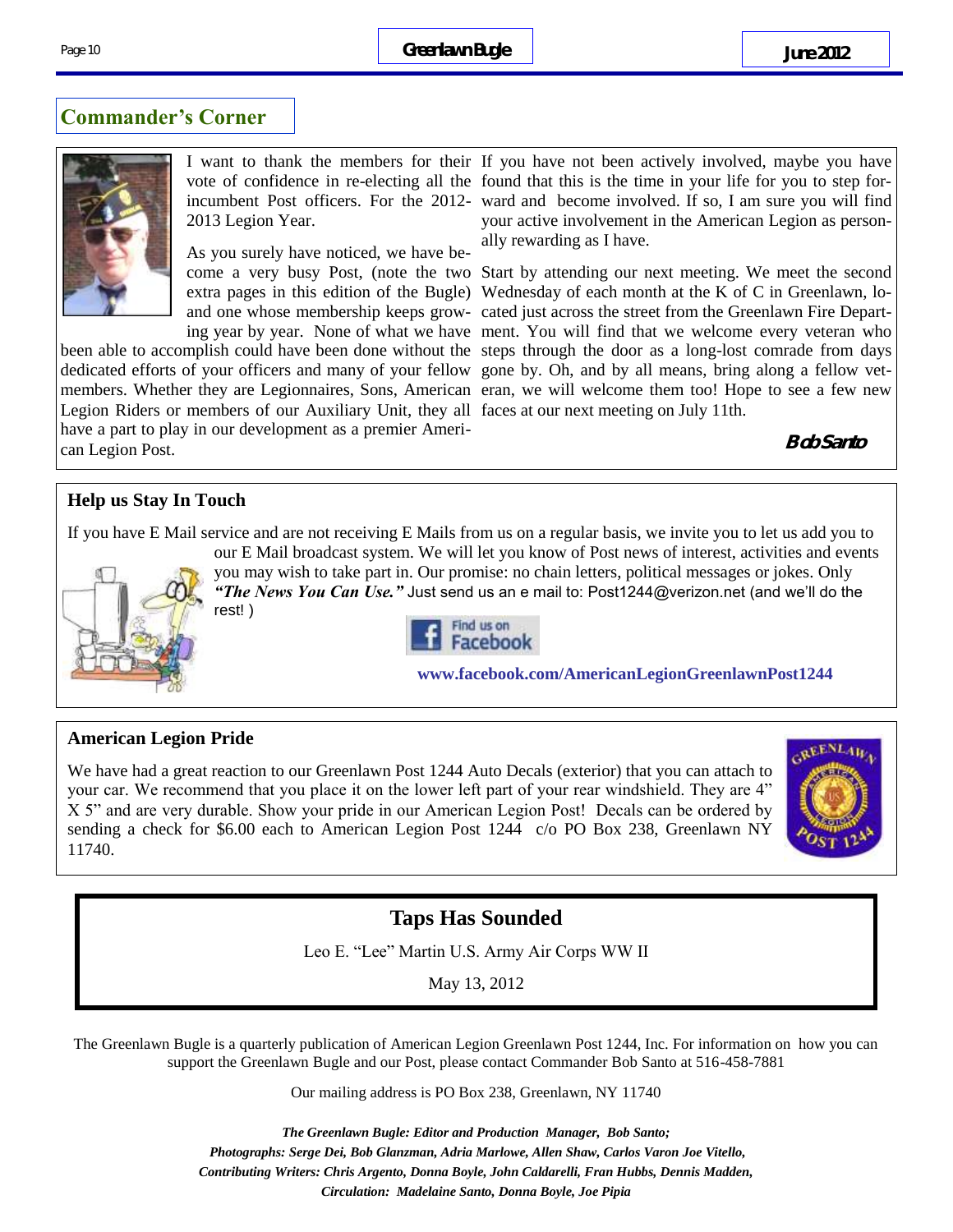## Commander's Corner

I want to thank the members for their vote of confidence in re-electing all the incumbent Post officers. For the 2012-2013 Legion Year.

As you surely have noticed, we have become a very busy Post, (note the two extra pages in this edition of the Bugle) and one whose membership keeps growing year by year. None of what we have been able to accomplish could have been done without the dedicated efforts of your officers and many of your fellow members. Whether they are Legionnaires, Sons, American Legion Riders or members of our Auxiliary Unit, they all have a part to play in our development as a premier American Legion Post.

If you have not been actively involved, maybe you have found that this is the time in your life for you to step forward and become involved. If so, I am sure you will find your active involvement in the American Legion as personally rewarding as I have.

Start by attending our next meeting. We meet the second Wednesday of each month at the K of C in Greenlawn, located just across the street from the Greenlawn Fire Department. You will find that we welcome every veteran who steps through the door as a long-lost comrade from days gone by. Oh, and by all means, bring along a fellow veteran, we will welcome them too! Hope to see a few new faces at our next meeting on July 11th.

**Bob Santo**

### Help us Stay In Touch

If you have E Mail service and are not receiving E Mails from us on a regular basis, we invite you to let us add you to our E Mail broadcast system. We will let you know of Post news of interest, activities and events you may wish to take part in. Our promise: no chain letters, political messages or jokes. Only ***"The News You Can Use."*** Just send us an e mail to: Post1244@verizon.net (and we'll do the rest! )

Find us on Facebook

**www.facebook.com/AmericanLegionGreenlawnPost1244**

### American Legion Pride

We have had a great reaction to our Greenlawn Post 1244 Auto Decals (exterior) that you can attach to your car. We recommend that you place it on the lower left part of your rear windshield. They are 4" X 5" and are very durable. Show your pride in our American Legion Post! Decals can be ordered by sending a check for $6.00 each to American Legion Post 1244 c/o PO Box 238, Greenlawn NY 11740.

## Taps Has Sounded

Leo E. "Lee" Martin U.S. Army Air Corps WW II

May 13, 2012

The Greenlawn Bugle is a quarterly publication of American Legion Greenlawn Post 1244, Inc. For information on how you can support the Greenlawn Bugle and our Post, please contact Commander Bob Santo at 516-458-7881

Our mailing address is PO Box 238, Greenlawn, NY 11740

***The Greenlawn Bugle: Editor and Production Manager, Bob Santo;***
***Photographs: Serge Dei, Bob Glanzman, Adria Marlowe, Allen Shaw, Carlos Varon Joe Vitello,***
***Contributing Writers: Chris Argento, Donna Boyle, John Caldarelli, Fran Hubbs, Dennis Madden,***
***Circulation: Madelaine Santo, Donna Boyle, Joe Pipia***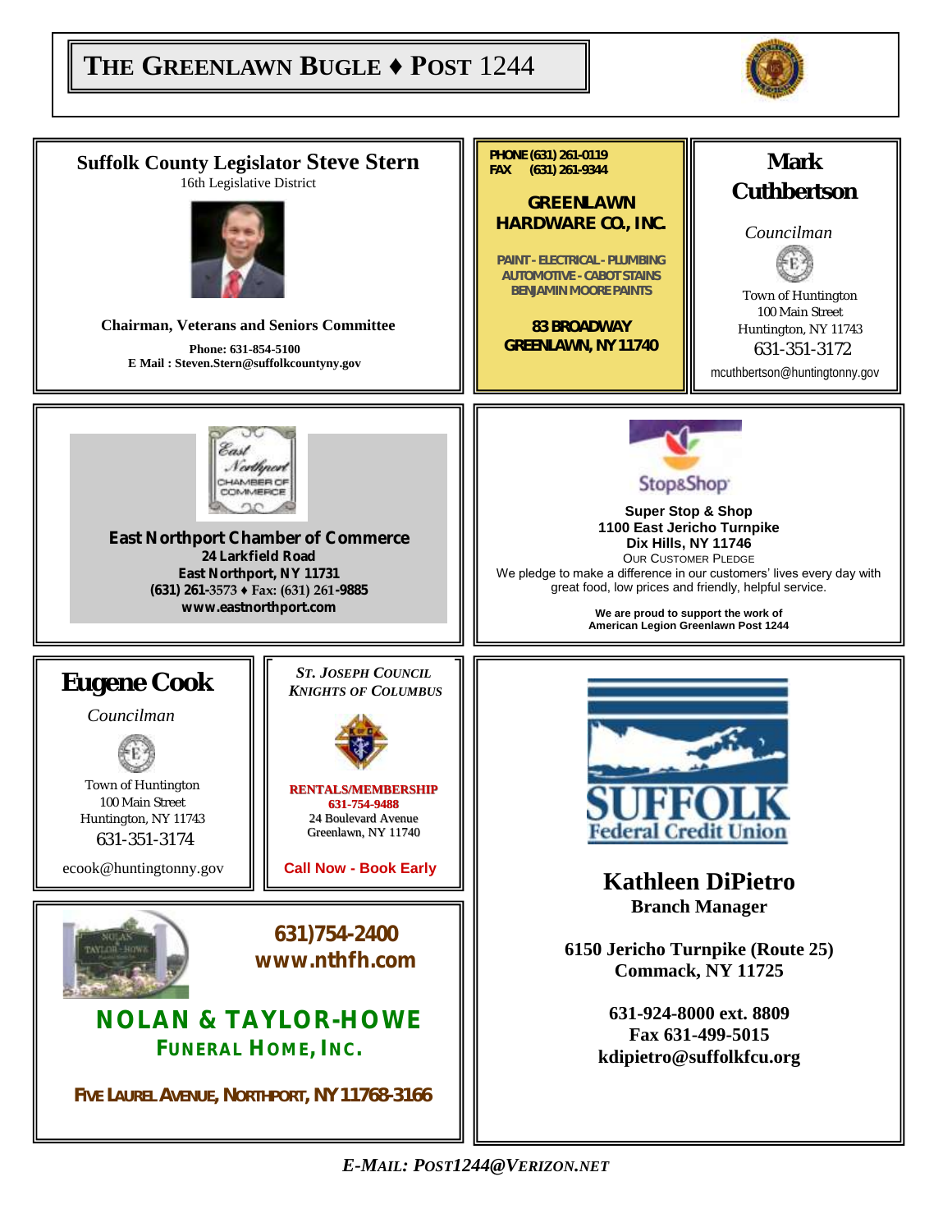# THE GREENLAWN BUGLE ♦ POST 1244

## Suffolk County Legislator Steve Stern

16th Legislative District

**Chairman, Veterans and Seniors Committee**

**Phone: 631-854-5100**
**E Mail : Steven.Stern@suffolkcountyny.gov**

---

**PHONE (631) 261-0119**
**FAX (631) 261-9344**

**GREENLAWN HARDWARE CO., INC.**

**PAINT - ELECTRICAL - PLUMBING**
**AUTOMOTIVE - CABOT STAINS**
**BENJAMIN MOORE PAINTS**

**83 BROADWAY**
**GREENLAWN, NY 11740**

---

## Mark Cuthbertson

*Councilman*

Town of Huntington
100 Main Street
Huntington, NY 11743
631-351-3172
mcuthbertson@huntingtonny.gov

---

**East Northport Chamber of Commerce**
**24 Larkfield Road**
**East Northport, NY 11731**
**(631) 261-3573 ♦ Fax: (631) 261-9885**
**www.eastnorthport.com**

---

Stop&Shop

**Super Stop & Shop**
**1100 East Jericho Turnpike**
**Dix Hills, NY 11746**
OUR CUSTOMER PLEDGE
We pledge to make a difference in our customers' lives every day with great food, low prices and friendly, helpful service.

**We are proud to support the work of American Legion Greenlawn Post 1244**

---

## Eugene Cook

*Councilman*

Town of Huntington
100 Main Street
Huntington, NY 11743
631-351-3174

ecook@huntingtonny.gov

---

***ST. JOSEPH COUNCIL***
***KNIGHTS OF COLUMBUS***

**RENTALS/MEMBERSHIP**
**631-754-9488**
24 Boulevard Avenue
Greenlawn, NY 11740

**Call Now - Book Early**

---

**631)754-2400**
**www.nthfh.com**

**NOLAN & TAYLOR-HOWE**
**FUNERAL HOME, INC.**

**FIVE LAUREL AVENUE, NORTHPORT, NY 11768-3166**

---

**SUFFOLK Federal Credit Union**

## Kathleen DiPietro

**Branch Manager**

**6150 Jericho Turnpike (Route 25)**
**Commack, NY 11725**

**631-924-8000 ext. 8809**
**Fax 631-499-5015**
**kdipietro@suffolkfcu.org**

---

***E-MAIL: POST1244@VERIZON.NET***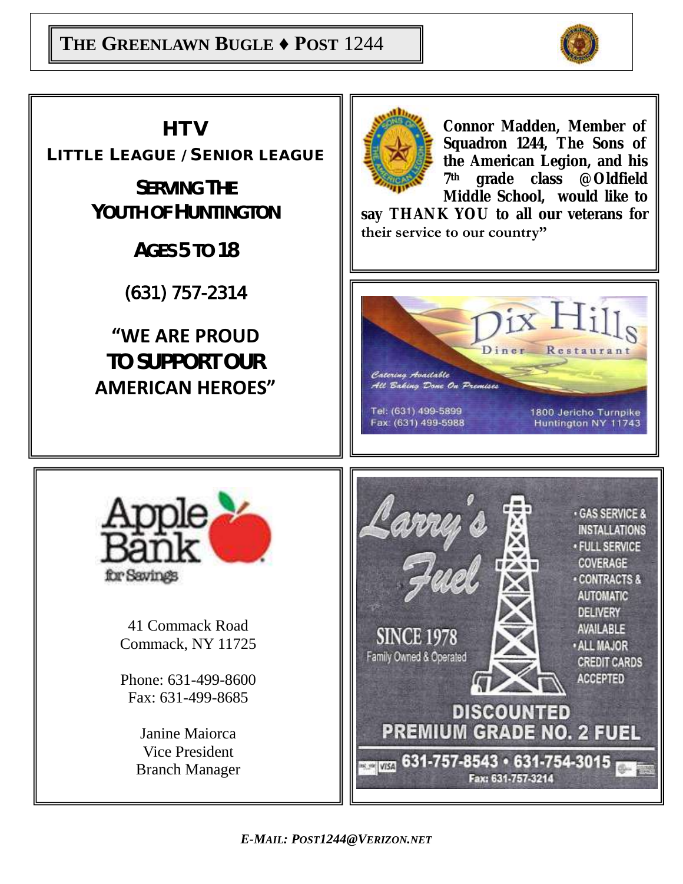## HTV

### LITTLE LEAGUE / SENIOR LEAGUE

**SERVING THE YOUTH OF HUNTINGTON**

**AGES 5 TO 18**

(631) 757-2314

**"WE ARE PROUD TO SUPPORT OUR AMERICAN HEROES"**

---

**Connor Madden, Member of Squadron 1244, The Sons of the American Legion, and his 7th grade class @Oldfield Middle School, would like to say THANK YOU to all our veterans for their service to our country"**

---

**Dix Hills Diner Restaurant**

*Catering Available*
*All Baking Done On Premises*

Tel: (631) 499-5899
Fax: (631) 499-5988

1800 Jericho Turnpike
Huntington NY 11743

---

**Apple Bank for Savings**

41 Commack Road
Commack, NY 11725

Phone: 631-499-8600
Fax: 631-499-8685

Janine Maiorca
Vice President
Branch Manager

---

**Larry's Fuel**

SINCE 1978
Family Owned & Operated

- GAS SERVICE & INSTALLATIONS
- FULL SERVICE COVERAGE
- CONTRACTS & AUTOMATIC DELIVERY AVAILABLE
- ALL MAJOR CREDIT CARDS ACCEPTED

**DISCOUNTED PREMIUM GRADE NO. 2 FUEL**

631-757-8543 • 631-754-3015
Fax: 631-757-3214

---

*E-MAIL: POST1244@VERIZON.NET*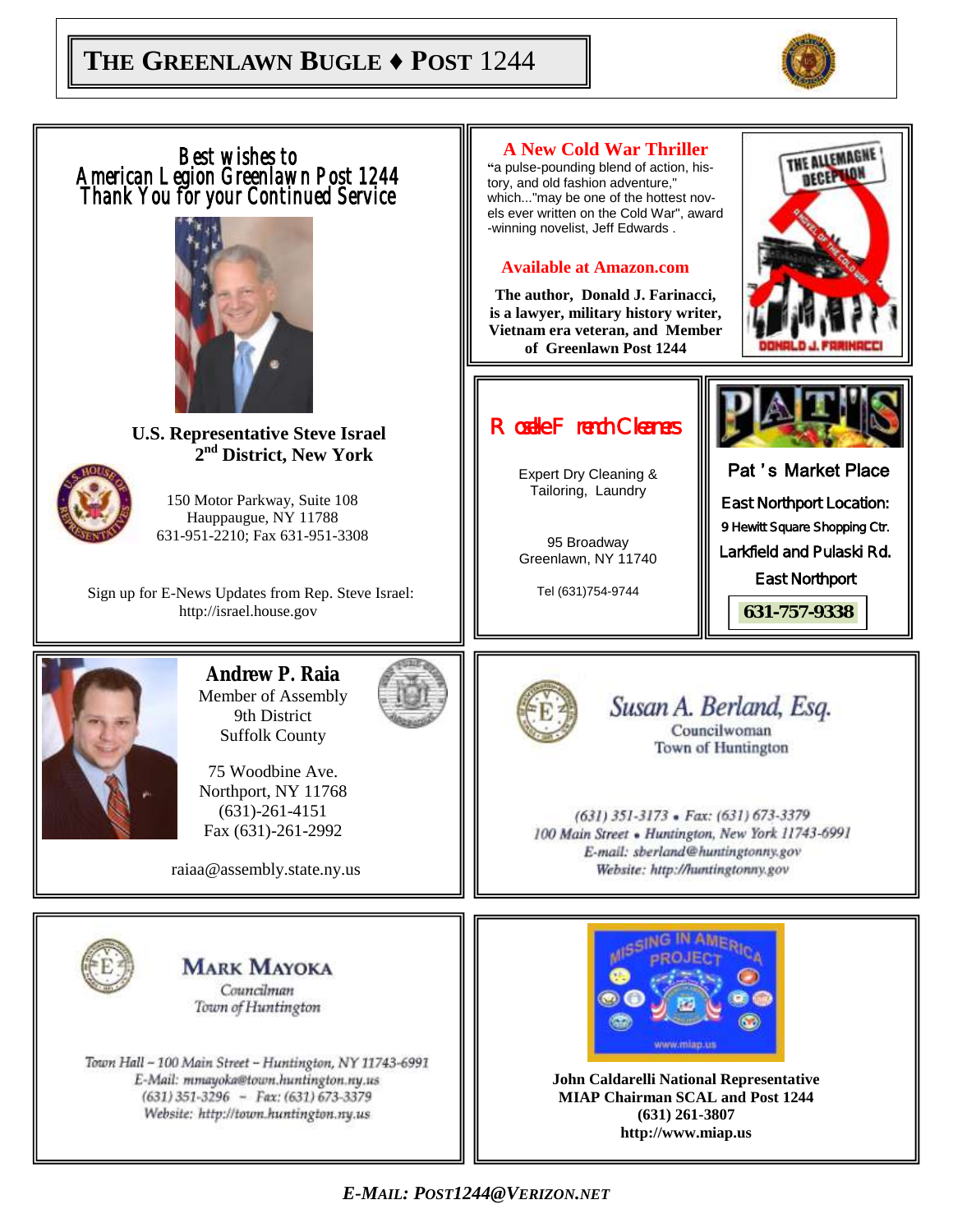Best wishes to
American Legion Greenlawn Post 1244
Thank You for your Continued Service

**U.S. Representative Steve Israel**
**2nd District, New York**

150 Motor Parkway, Suite 108
Hauppauge, NY 11788
631-951-2210; Fax 631-951-3308

Sign up for E-News Updates from Rep. Steve Israel:
http://israel.house.gov

---

**A New Cold War Thriller**

"a pulse-pounding blend of action, history, and old fashion adventure," which..."may be one of the hottest novels ever written on the Cold War", award-winning novelist, Jeff Edwards .

**Available at Amazon.com**

**The author, Donald J. Farinacci, is a lawyer, military history writer, Vietnam era veteran, and Member of Greenlawn Post 1244**

THE ALLEMAGNE DECEPTION
A NOVEL OF THE COLD WAR
DONALD J. FARINACCI

---

Roselle French Cleaners

Expert Dry Cleaning & Tailoring, Laundry

95 Broadway
Greenlawn, NY 11740

Tel (631)754-9744

---

PAT'S

Pat's Market Place

East Northport Location:
9 Hewitt Square Shopping Ctr.
Larkfield and Pulaski Rd.
East Northport

**631-757-9338**

---

**Andrew P. Raia**
Member of Assembly
9th District
Suffolk County

75 Woodbine Ave.
Northport, NY 11768
(631)-261-4151
Fax (631)-261-2992

raiaa@assembly.state.ny.us

---

*Susan A. Berland, Esq.*
Councilwoman
Town of Huntington

*(631) 351-3173 • Fax: (631) 673-3379*
*100 Main Street • Huntington, New York 11743-6991*
*E-mail: sberland@huntingtonny.gov*
*Website: http://huntingtonny.gov*

---

**MARK MAYOKA**
*Councilman*
*Town of Huntington*

*Town Hall – 100 Main Street – Huntington, NY 11743-6991*
*E-Mail: mmayoka@town.huntington.ny.us*
*(631) 351-3296 – Fax: (631) 673-3379*
*Website: http://town.huntington.ny.us*

---

MISSING IN AMERICA PROJECT
www.miap.us

**John Caldarelli National Representative**
**MIAP Chairman SCAL and Post 1244**
**(631) 261-3807**
**http://www.miap.us**

*E-MAIL: POST1244@VERIZON.NET*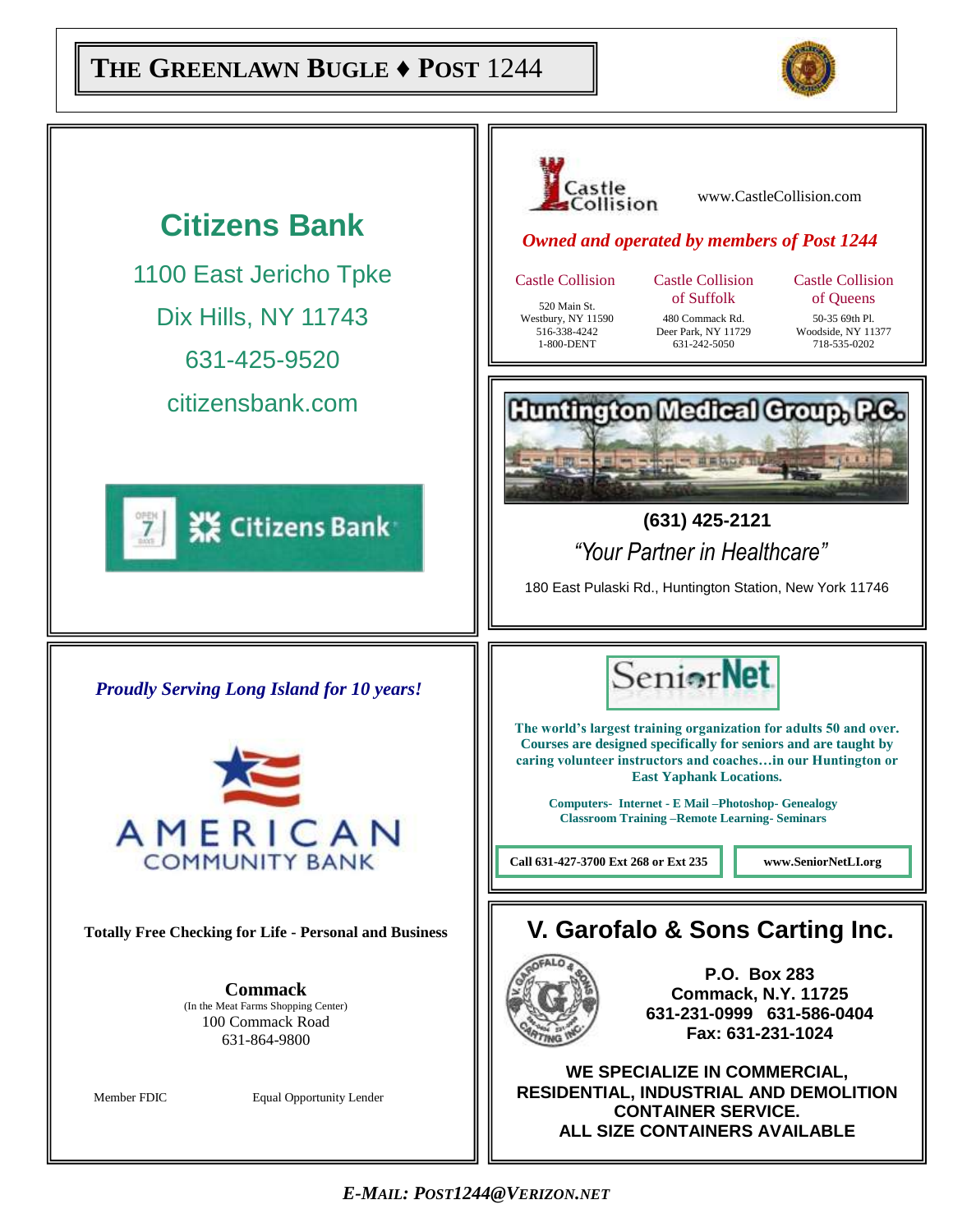## Citizens Bank

1100 East Jericho Tpke

Dix Hills, NY 11743

631-425-9520

citizensbank.com

Citizens Bank

## Castle Collision

www.CastleCollision.com

***Owned and operated by members of Post 1244***

| Castle Collision | Castle Collision of Suffolk | Castle Collision of Queens |
|---|---|---|
| 520 Main St. Westbury, NY 11590 516-338-4242 1-800-DENT | 480 Commack Rd. Deer Park, NY 11729 631-242-5050 | 50-35 69th Pl. Woodside, NY 11377 718-535-0202 |

## Huntington Medical Group, P.C.

**(631) 425-2121**

*"Your Partner in Healthcare"*

180 East Pulaski Rd., Huntington Station, New York 11746

***Proudly Serving Long Island for 10 years!***

## AMERICAN COMMUNITY BANK

**Totally Free Checking for Life - Personal and Business**

**Commack**
(In the Meat Farms Shopping Center)
100 Commack Road
631-864-9800

Member FDIC Equal Opportunity Lender

## SeniorNet

**The world's largest training organization for adults 50 and over. Courses are designed specifically for seniors and are taught by caring volunteer instructors and coaches…in our Huntington or East Yaphank Locations.**

**Computers- Internet - E Mail –Photoshop- Genealogy**
**Classroom Training –Remote Learning- Seminars**

**Call 631-427-3700 Ext 268 or Ext 235** **www.SeniorNetLI.org**

## V. Garofalo & Sons Carting Inc.

**P.O. Box 283**
**Commack, N.Y. 11725**
**631-231-0999 631-586-0404**
**Fax: 631-231-1024**

**WE SPECIALIZE IN COMMERCIAL, RESIDENTIAL, INDUSTRIAL AND DEMOLITION CONTAINER SERVICE.**
**ALL SIZE CONTAINERS AVAILABLE**